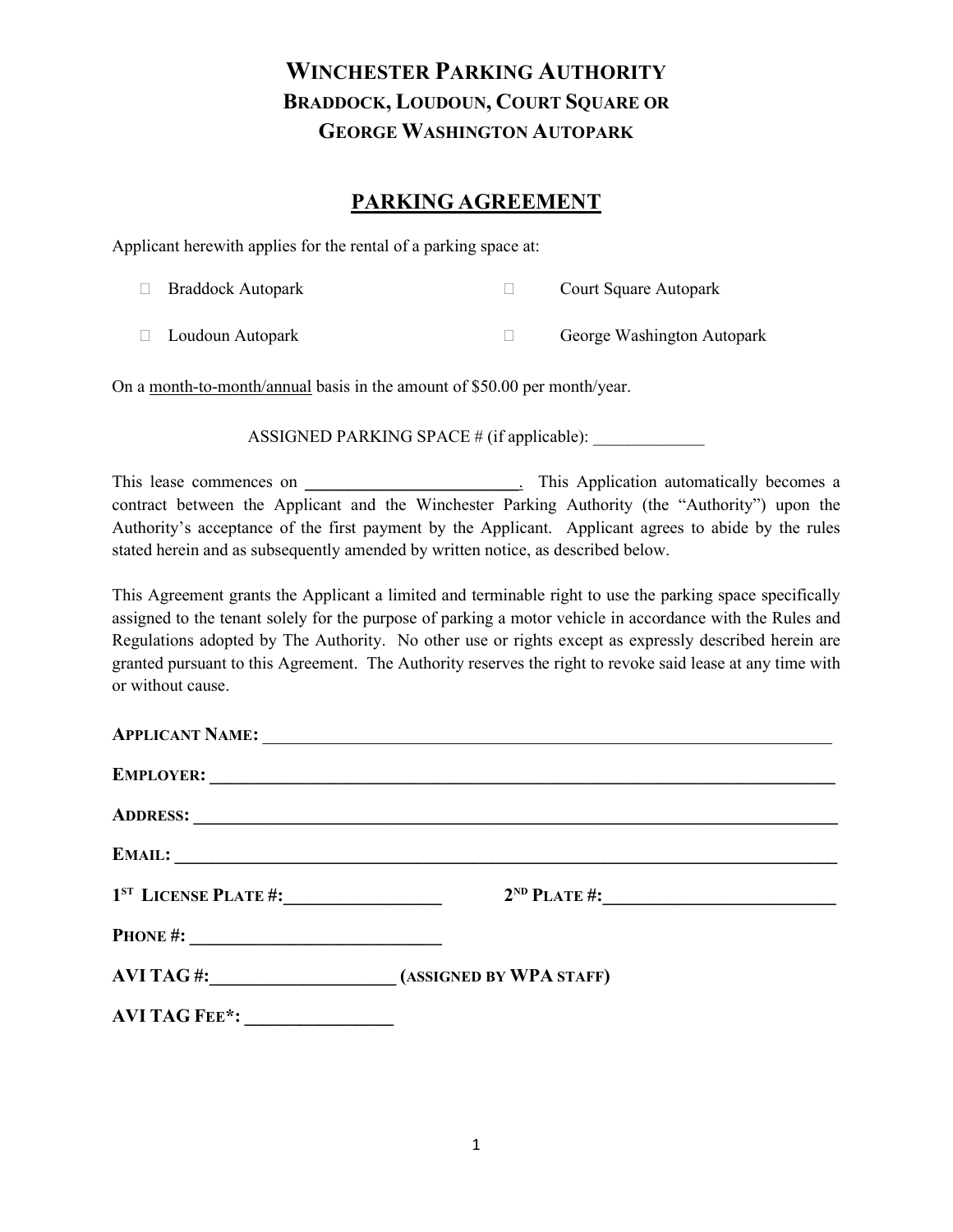# WINCHESTER PARKING AUTHORITY
## BRADDOCK, LOUDOUN, COURT SQUARE OR GEORGE WASHINGTON AUTOPARK

## PARKING AGREEMENT

Applicant herewith applies for the rental of a parking space at:

- ☐ Braddock Autopark
- ☐ Court Square Autopark
- ☐ Loudoun Autopark
- ☐ George Washington Autopark

On a month-to-month/annual basis in the amount of $50.00 per month/year.

ASSIGNED PARKING SPACE # (if applicable): _____________

This lease commences on _________________________. This Application automatically becomes a contract between the Applicant and the Winchester Parking Authority (the "Authority") upon the Authority's acceptance of the first payment by the Applicant. Applicant agrees to abide by the rules stated herein and as subsequently amended by written notice, as described below.

This Agreement grants the Applicant a limited and terminable right to use the parking space specifically assigned to the tenant solely for the purpose of parking a motor vehicle in accordance with the Rules and Regulations adopted by The Authority. No other use or rights except as expressly described herein are granted pursuant to this Agreement. The Authority reserves the right to revoke said lease at any time with or without cause.

**APPLICANT NAME:** ____________________________________________________________________

**EMPLOYER:** ____________________________________________________________________

**ADDRESS:** ____________________________________________________________________

**EMAIL:** ____________________________________________________________________

**1ST LICENSE PLATE #:** _________________ **2ND PLATE #:** __________________________

**PHONE #:** ____________________________

**AVI TAG #:** ____________________ **(ASSIGNED BY WPA STAFF)**

**AVI TAG FEE*:** ________________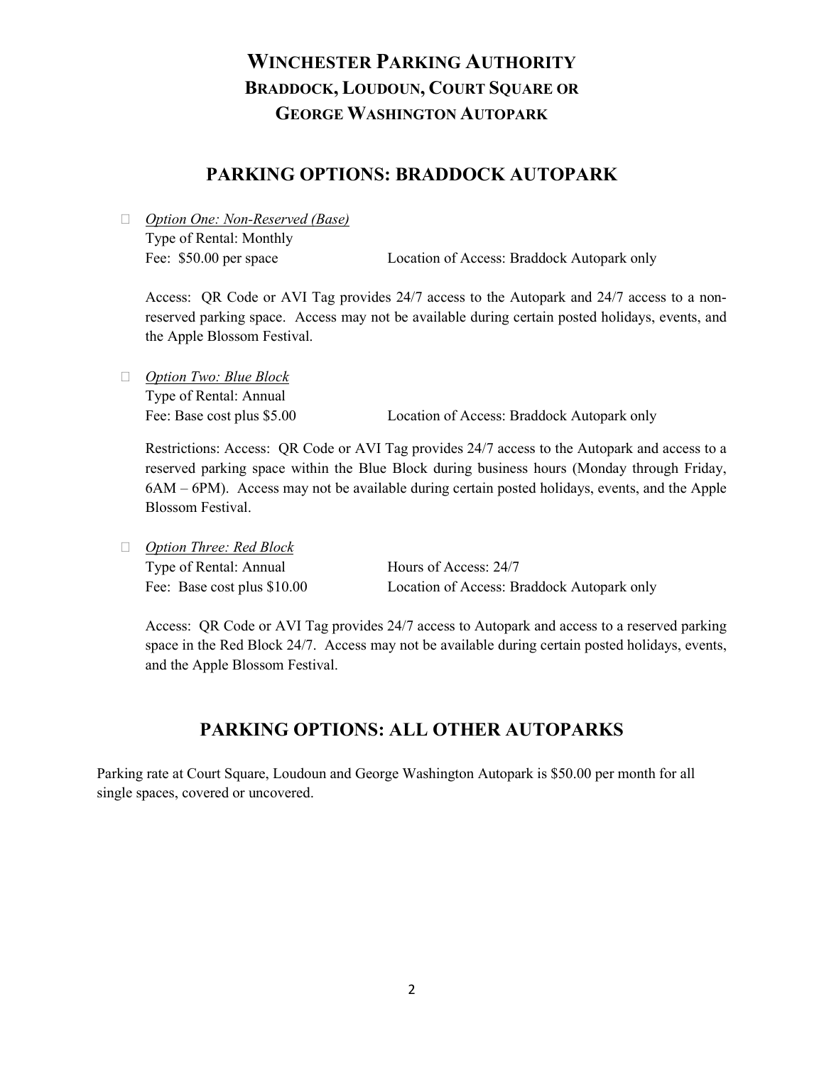# WINCHESTER PARKING AUTHORITY
## BRADDOCK, LOUDOUN, COURT SQUARE OR GEORGE WASHINGTON AUTOPARK

## PARKING OPTIONS: BRADDOCK AUTOPARK

- *Option One: Non-Reserved (Base)*
  Type of Rental: Monthly
  Fee: $50.00 per space    Location of Access: Braddock Autopark only

  Access: QR Code or AVI Tag provides 24/7 access to the Autopark and 24/7 access to a non-reserved parking space. Access may not be available during certain posted holidays, events, and the Apple Blossom Festival.

- *Option Two: Blue Block*
  Type of Rental: Annual
  Fee: Base cost plus $5.00    Location of Access: Braddock Autopark only

  Restrictions: Access: QR Code or AVI Tag provides 24/7 access to the Autopark and access to a reserved parking space within the Blue Block during business hours (Monday through Friday, 6AM – 6PM). Access may not be available during certain posted holidays, events, and the Apple Blossom Festival.

- *Option Three: Red Block*
  Type of Rental: Annual    Hours of Access: 24/7
  Fee: Base cost plus $10.00    Location of Access: Braddock Autopark only

  Access: QR Code or AVI Tag provides 24/7 access to Autopark and access to a reserved parking space in the Red Block 24/7. Access may not be available during certain posted holidays, events, and the Apple Blossom Festival.

## PARKING OPTIONS: ALL OTHER AUTOPARKS

Parking rate at Court Square, Loudoun and George Washington Autopark is $50.00 per month for all single spaces, covered or uncovered.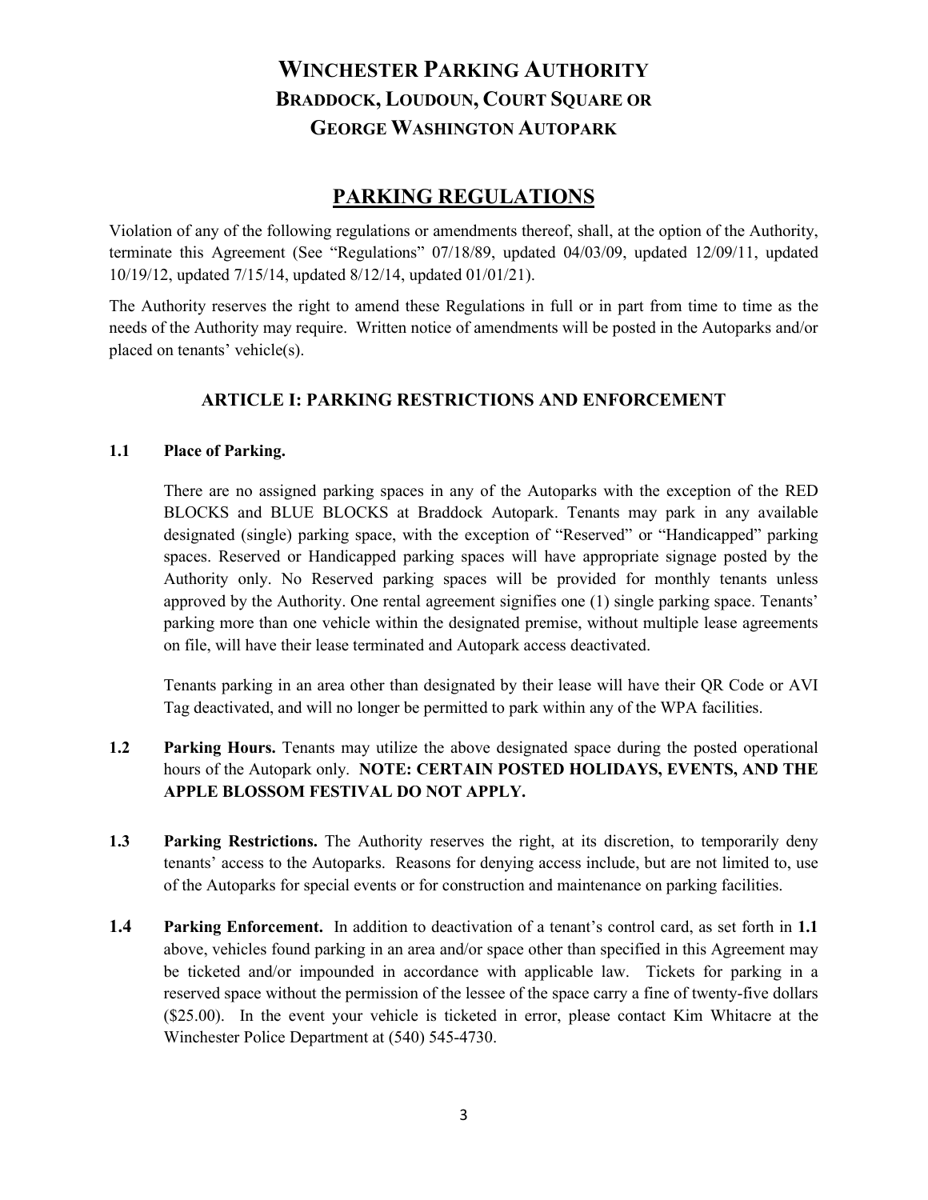# WINCHESTER PARKING AUTHORITY
## BRADDOCK, LOUDOUN, COURT SQUARE OR GEORGE WASHINGTON AUTOPARK

## PARKING REGULATIONS

Violation of any of the following regulations or amendments thereof, shall, at the option of the Authority, terminate this Agreement (See "Regulations" 07/18/89, updated 04/03/09, updated 12/09/11, updated 10/19/12, updated 7/15/14, updated 8/12/14, updated 01/01/21).

The Authority reserves the right to amend these Regulations in full or in part from time to time as the needs of the Authority may require. Written notice of amendments will be posted in the Autoparks and/or placed on tenants' vehicle(s).

### ARTICLE I: PARKING RESTRICTIONS AND ENFORCEMENT

**1.1 Place of Parking.**

There are no assigned parking spaces in any of the Autoparks with the exception of the RED BLOCKS and BLUE BLOCKS at Braddock Autopark. Tenants may park in any available designated (single) parking space, with the exception of "Reserved" or "Handicapped" parking spaces. Reserved or Handicapped parking spaces will have appropriate signage posted by the Authority only. No Reserved parking spaces will be provided for monthly tenants unless approved by the Authority. One rental agreement signifies one (1) single parking space. Tenants' parking more than one vehicle within the designated premise, without multiple lease agreements on file, will have their lease terminated and Autopark access deactivated.

Tenants parking in an area other than designated by their lease will have their QR Code or AVI Tag deactivated, and will no longer be permitted to park within any of the WPA facilities.

**1.2 Parking Hours.** Tenants may utilize the above designated space during the posted operational hours of the Autopark only. **NOTE: CERTAIN POSTED HOLIDAYS, EVENTS, AND THE APPLE BLOSSOM FESTIVAL DO NOT APPLY.**

**1.3 Parking Restrictions.** The Authority reserves the right, at its discretion, to temporarily deny tenants' access to the Autoparks. Reasons for denying access include, but are not limited to, use of the Autoparks for special events or for construction and maintenance on parking facilities.

**1.4 Parking Enforcement.** In addition to deactivation of a tenant's control card, as set forth in **1.1** above, vehicles found parking in an area and/or space other than specified in this Agreement may be ticketed and/or impounded in accordance with applicable law. Tickets for parking in a reserved space without the permission of the lessee of the space carry a fine of twenty-five dollars ($25.00). In the event your vehicle is ticketed in error, please contact Kim Whitacre at the Winchester Police Department at (540) 545-4730.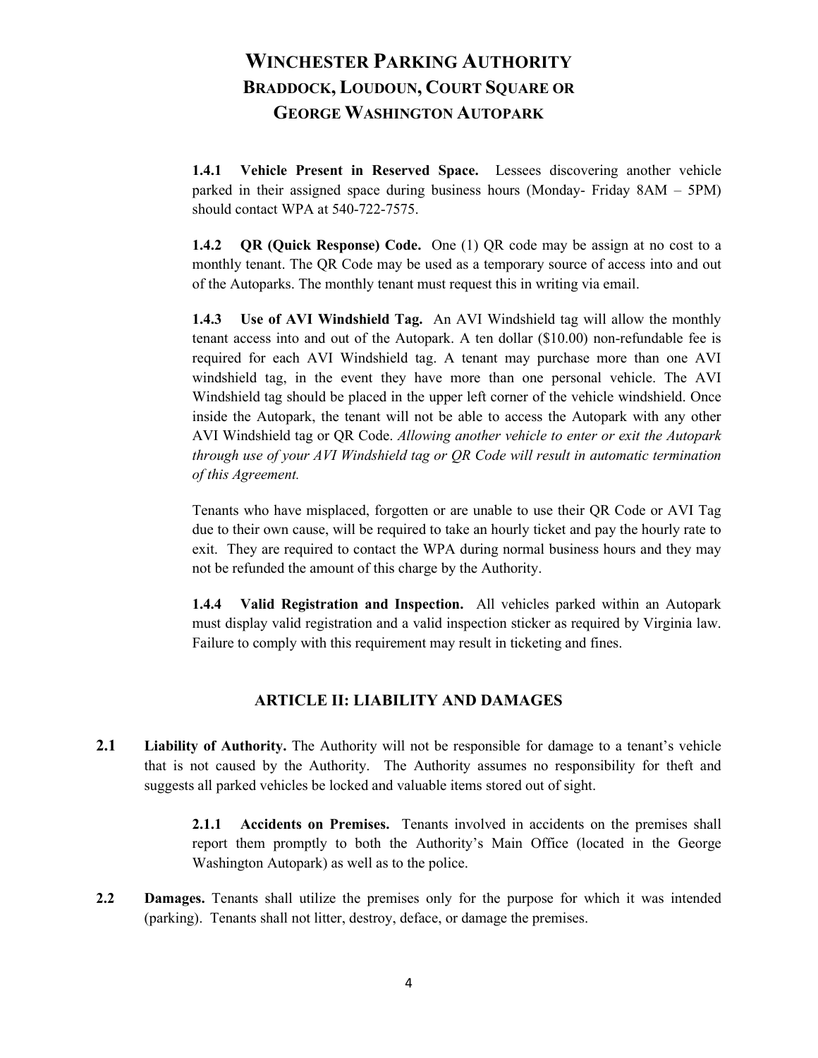# WINCHESTER PARKING AUTHORITY
## BRADDOCK, LOUDOUN, COURT SQUARE OR GEORGE WASHINGTON AUTOPARK

**1.4.1 Vehicle Present in Reserved Space.** Lessees discovering another vehicle parked in their assigned space during business hours (Monday- Friday 8AM – 5PM) should contact WPA at 540-722-7575.

**1.4.2 QR (Quick Response) Code.** One (1) QR code may be assign at no cost to a monthly tenant. The QR Code may be used as a temporary source of access into and out of the Autoparks. The monthly tenant must request this in writing via email.

**1.4.3 Use of AVI Windshield Tag.** An AVI Windshield tag will allow the monthly tenant access into and out of the Autopark. A ten dollar ($10.00) non-refundable fee is required for each AVI Windshield tag. A tenant may purchase more than one AVI windshield tag, in the event they have more than one personal vehicle. The AVI Windshield tag should be placed in the upper left corner of the vehicle windshield. Once inside the Autopark, the tenant will not be able to access the Autopark with any other AVI Windshield tag or QR Code. *Allowing another vehicle to enter or exit the Autopark through use of your AVI Windshield tag or QR Code will result in automatic termination of this Agreement.*

Tenants who have misplaced, forgotten or are unable to use their QR Code or AVI Tag due to their own cause, will be required to take an hourly ticket and pay the hourly rate to exit. They are required to contact the WPA during normal business hours and they may not be refunded the amount of this charge by the Authority.

**1.4.4 Valid Registration and Inspection.** All vehicles parked within an Autopark must display valid registration and a valid inspection sticker as required by Virginia law. Failure to comply with this requirement may result in ticketing and fines.

## ARTICLE II: LIABILITY AND DAMAGES

**2.1 Liability of Authority.** The Authority will not be responsible for damage to a tenant's vehicle that is not caused by the Authority. The Authority assumes no responsibility for theft and suggests all parked vehicles be locked and valuable items stored out of sight.

**2.1.1 Accidents on Premises.** Tenants involved in accidents on the premises shall report them promptly to both the Authority's Main Office (located in the George Washington Autopark) as well as to the police.

**2.2 Damages.** Tenants shall utilize the premises only for the purpose for which it was intended (parking). Tenants shall not litter, destroy, deface, or damage the premises.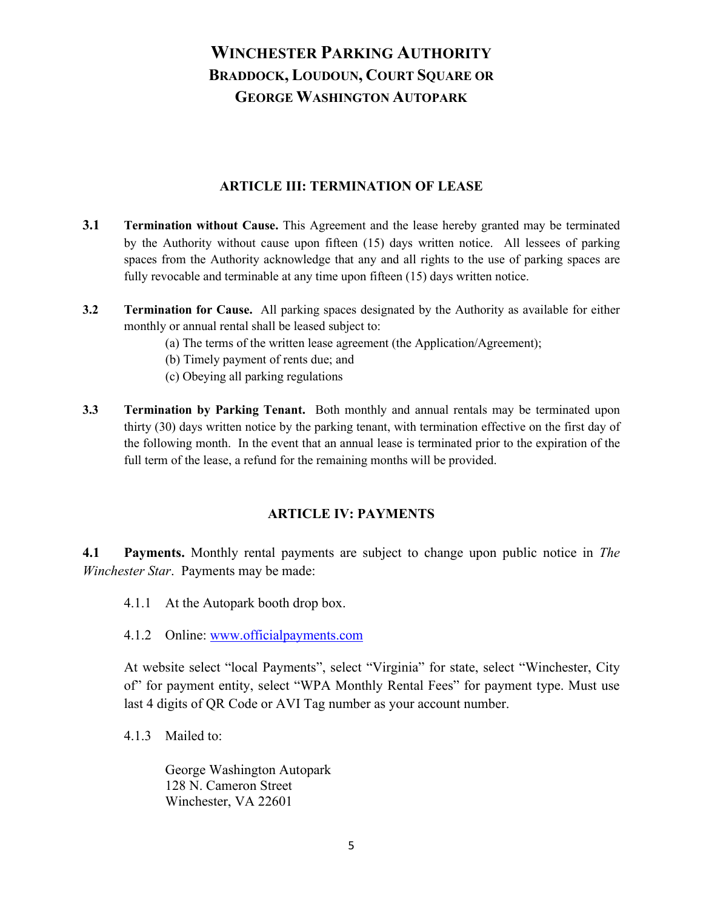# WINCHESTER PARKING AUTHORITY
## BRADDOCK, LOUDOUN, COURT SQUARE OR GEORGE WASHINGTON AUTOPARK

### ARTICLE III: TERMINATION OF LEASE

**3.1 Termination without Cause.** This Agreement and the lease hereby granted may be terminated by the Authority without cause upon fifteen (15) days written notice. All lessees of parking spaces from the Authority acknowledge that any and all rights to the use of parking spaces are fully revocable and terminable at any time upon fifteen (15) days written notice.

**3.2 Termination for Cause.** All parking spaces designated by the Authority as available for either monthly or annual rental shall be leased subject to:

(a) The terms of the written lease agreement (the Application/Agreement);
(b) Timely payment of rents due; and
(c) Obeying all parking regulations

**3.3 Termination by Parking Tenant.** Both monthly and annual rentals may be terminated upon thirty (30) days written notice by the parking tenant, with termination effective on the first day of the following month. In the event that an annual lease is terminated prior to the expiration of the full term of the lease, a refund for the remaining months will be provided.

### ARTICLE IV: PAYMENTS

**4.1 Payments.** Monthly rental payments are subject to change upon public notice in *The Winchester Star*. Payments may be made:

4.1.1 At the Autopark booth drop box.

4.1.2 Online: [www.officialpayments.com](www.officialpayments.com)

At website select "local Payments", select "Virginia" for state, select "Winchester, City of" for payment entity, select "WPA Monthly Rental Fees" for payment type. Must use last 4 digits of QR Code or AVI Tag number as your account number.

4.1.3 Mailed to:

George Washington Autopark
128 N. Cameron Street
Winchester, VA 22601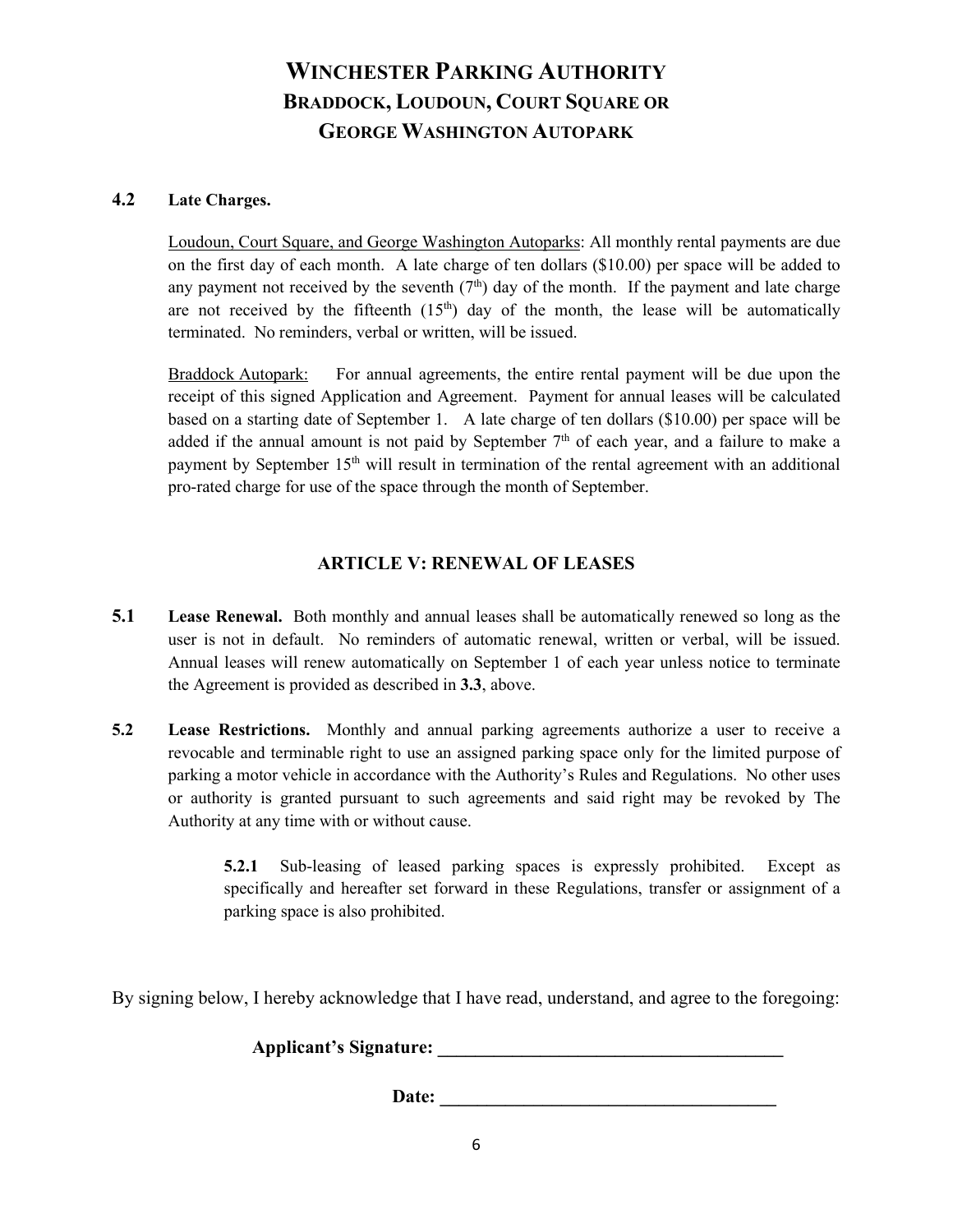**4.2 Late Charges.**

Loudoun, Court Square, and George Washington Autoparks: All monthly rental payments are due on the first day of each month. A late charge of ten dollars ($10.00) per space will be added to any payment not received by the seventh (7th) day of the month. If the payment and late charge are not received by the fifteenth (15th) day of the month, the lease will be automatically terminated. No reminders, verbal or written, will be issued.

Braddock Autopark: For annual agreements, the entire rental payment will be due upon the receipt of this signed Application and Agreement. Payment for annual leases will be calculated based on a starting date of September 1. A late charge of ten dollars ($10.00) per space will be added if the annual amount is not paid by September 7th of each year, and a failure to make a payment by September 15th will result in termination of the rental agreement with an additional pro-rated charge for use of the space through the month of September.

## ARTICLE V: RENEWAL OF LEASES

**5.1 Lease Renewal.** Both monthly and annual leases shall be automatically renewed so long as the user is not in default. No reminders of automatic renewal, written or verbal, will be issued. Annual leases will renew automatically on September 1 of each year unless notice to terminate the Agreement is provided as described in **3.3**, above.

**5.2 Lease Restrictions.** Monthly and annual parking agreements authorize a user to receive a revocable and terminable right to use an assigned parking space only for the limited purpose of parking a motor vehicle in accordance with the Authority's Rules and Regulations. No other uses or authority is granted pursuant to such agreements and said right may be revoked by The Authority at any time with or without cause.

> **5.2.1** Sub-leasing of leased parking spaces is expressly prohibited. Except as specifically and hereafter set forward in these Regulations, transfer or assignment of a parking space is also prohibited.

By signing below, I hereby acknowledge that I have read, understand, and agree to the foregoing:

**Applicant's Signature: ______________________________________**

**Date: ______________________________________**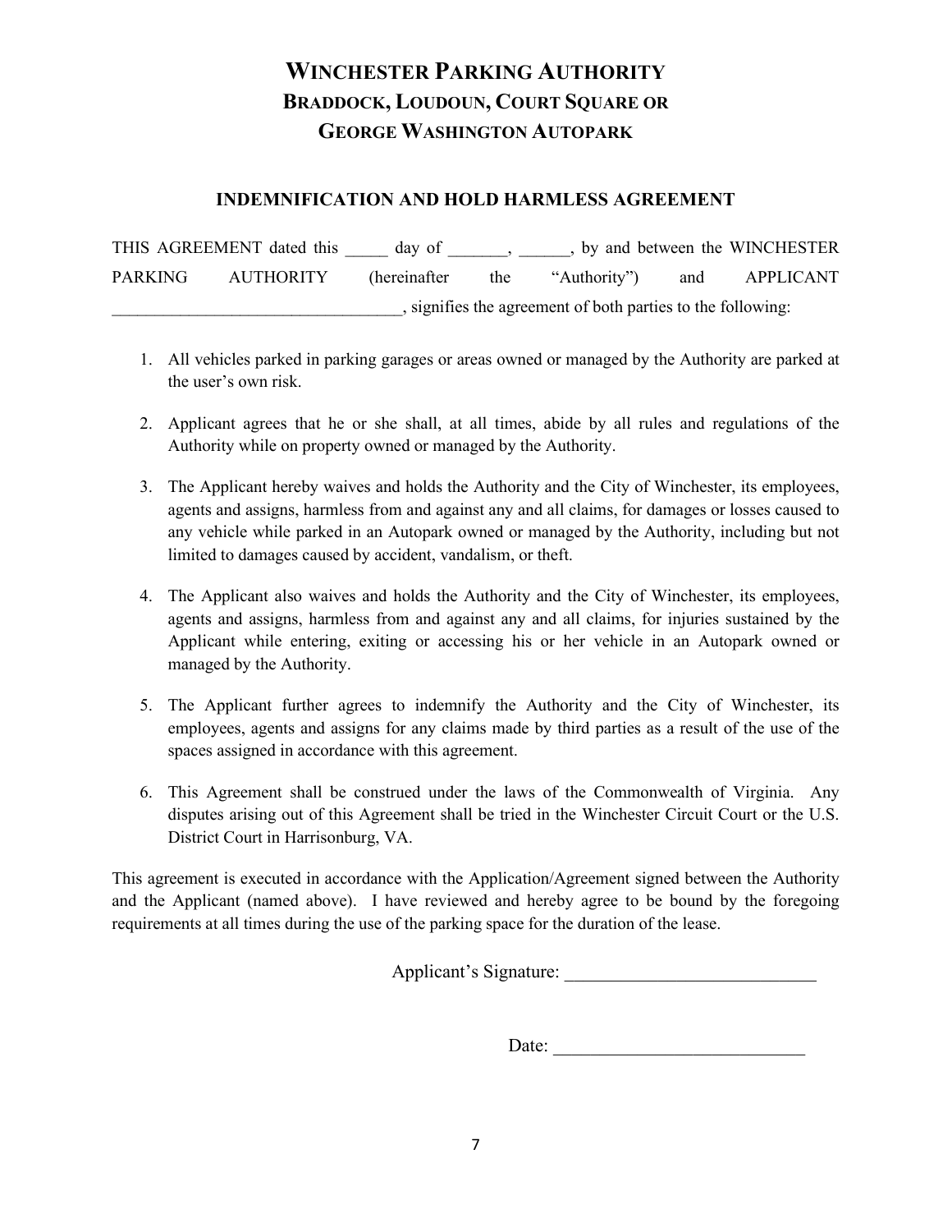# WINCHESTER PARKING AUTHORITY
## BRADDOCK, LOUDOUN, COURT SQUARE OR GEORGE WASHINGTON AUTOPARK

### INDEMNIFICATION AND HOLD HARMLESS AGREEMENT

THIS AGREEMENT dated this _____ day of _______, ______, by and between the WINCHESTER PARKING AUTHORITY (hereinafter the "Authority") and APPLICANT _________________________________, signifies the agreement of both parties to the following:

1. All vehicles parked in parking garages or areas owned or managed by the Authority are parked at the user's own risk.

2. Applicant agrees that he or she shall, at all times, abide by all rules and regulations of the Authority while on property owned or managed by the Authority.

3. The Applicant hereby waives and holds the Authority and the City of Winchester, its employees, agents and assigns, harmless from and against any and all claims, for damages or losses caused to any vehicle while parked in an Autopark owned or managed by the Authority, including but not limited to damages caused by accident, vandalism, or theft.

4. The Applicant also waives and holds the Authority and the City of Winchester, its employees, agents and assigns, harmless from and against any and all claims, for injuries sustained by the Applicant while entering, exiting or accessing his or her vehicle in an Autopark owned or managed by the Authority.

5. The Applicant further agrees to indemnify the Authority and the City of Winchester, its employees, agents and assigns for any claims made by third parties as a result of the use of the spaces assigned in accordance with this agreement.

6. This Agreement shall be construed under the laws of the Commonwealth of Virginia. Any disputes arising out of this Agreement shall be tried in the Winchester Circuit Court or the U.S. District Court in Harrisonburg, VA.

This agreement is executed in accordance with the Application/Agreement signed between the Authority and the Applicant (named above). I have reviewed and hereby agree to be bound by the foregoing requirements at all times during the use of the parking space for the duration of the lease.

Applicant's Signature: ___________________________

Date: ___________________________